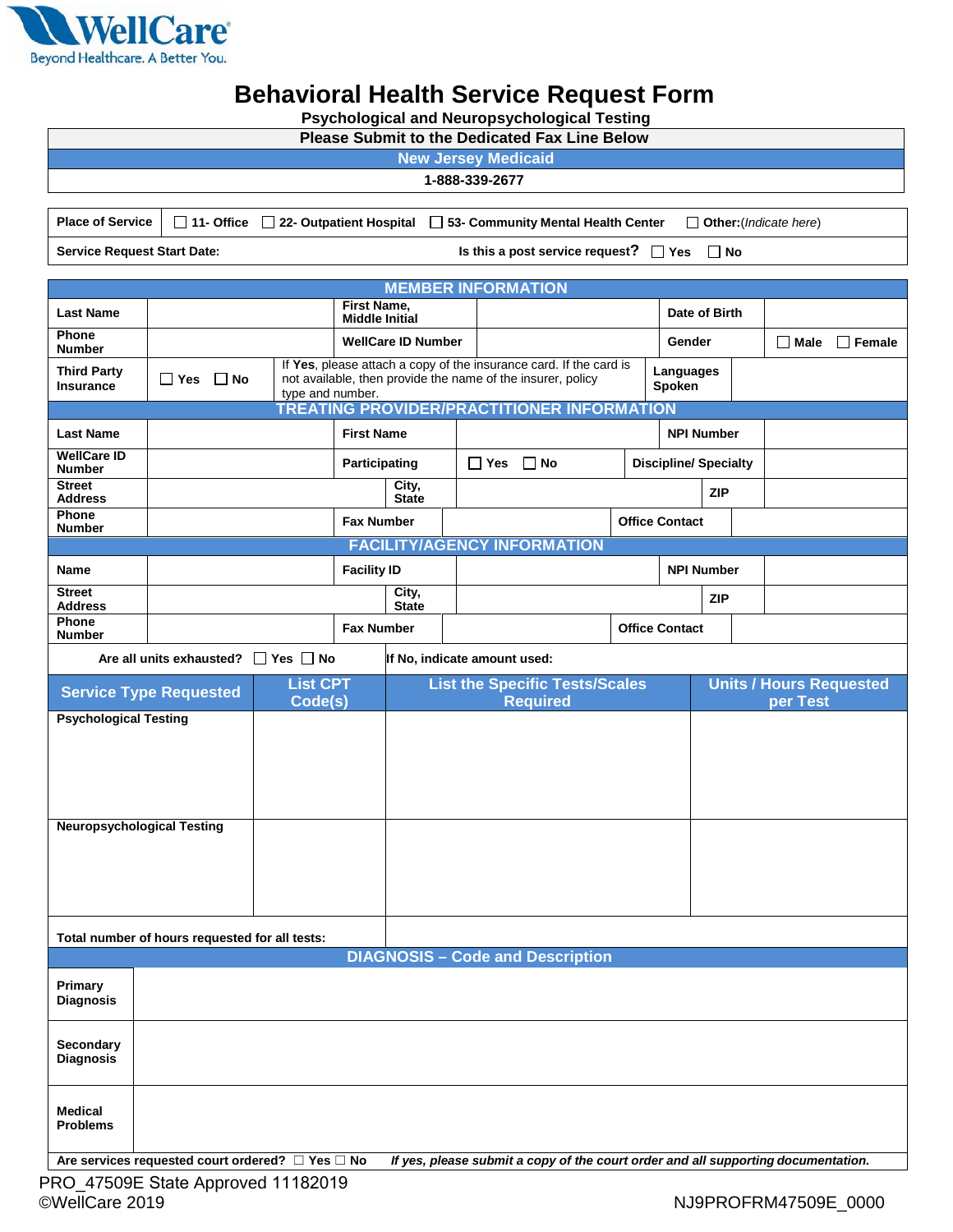WellCare
Beyond Healthcare. A Better You.

# Behavioral Health Service Request Form

## Psychological and Neuropsychological Testing

| Please Submit to the Dedicated Fax Line Below |
|---|
| New Jersey Medicaid |
| 1-888-339-2677 |

| Place of Service | ☐ 11- Office ☐ 22- Outpatient Hospital ☐ 53- Community Mental Health Center ☐ Other:(*Indicate here*) |
|---|---|
| Service Request Start Date: | Is this a post service request? ☐ Yes ☐ No |

| MEMBER INFORMATION | | | | | |
|---|---|---|---|---|---|
| Last Name | | First Name, Middle Initial | | Date of Birth | |
| Phone Number | | WellCare ID Number | | Gender | ☐ Male ☐ Female |
| Third Party Insurance | ☐ Yes ☐ No | If **Yes**, please attach a copy of the insurance card. If the card is not available, then provide the name of the insurer, policy type and number. | | Languages Spoken | |

| TREATING PROVIDER/PRACTITIONER INFORMATION | | | | | |
|---|---|---|---|---|---|
| Last Name | | First Name | | NPI Number | |
| WellCare ID Number | | Participating | ☐ Yes ☐ No | Discipline/ Specialty | |
| Street Address | | City, State | | ZIP | |
| Phone Number | | Fax Number | | Office Contact | |

| FACILITY/AGENCY INFORMATION | | | | | |
|---|---|---|---|---|---|
| Name | | Facility ID | | NPI Number | |
| Street Address | | City, State | | ZIP | |
| Phone Number | | Fax Number | | Office Contact | |

| Are all units exhausted? ☐ Yes ☐ No | If No, indicate amount used: | | |
|---|---|---|---|
| **Service Type Requested** | **List CPT Code(s)** | **List the Specific Tests/Scales Required** | **Units / Hours Requested per Test** |
| Psychological Testing | | | |
| Neuropsychological Testing | | | |
| Total number of hours requested for all tests: | | | |

| DIAGNOSIS – Code and Description | |
|---|---|
| Primary Diagnosis | |
| Secondary Diagnosis | |
| Medical Problems | |

Are services requested court ordered? ☐ Yes ☐ No *If yes, please submit a copy of the court order and all supporting documentation.*

PRO_47509E State Approved 11182019
©WellCare 2019

NJ9PROFRM47509E_0000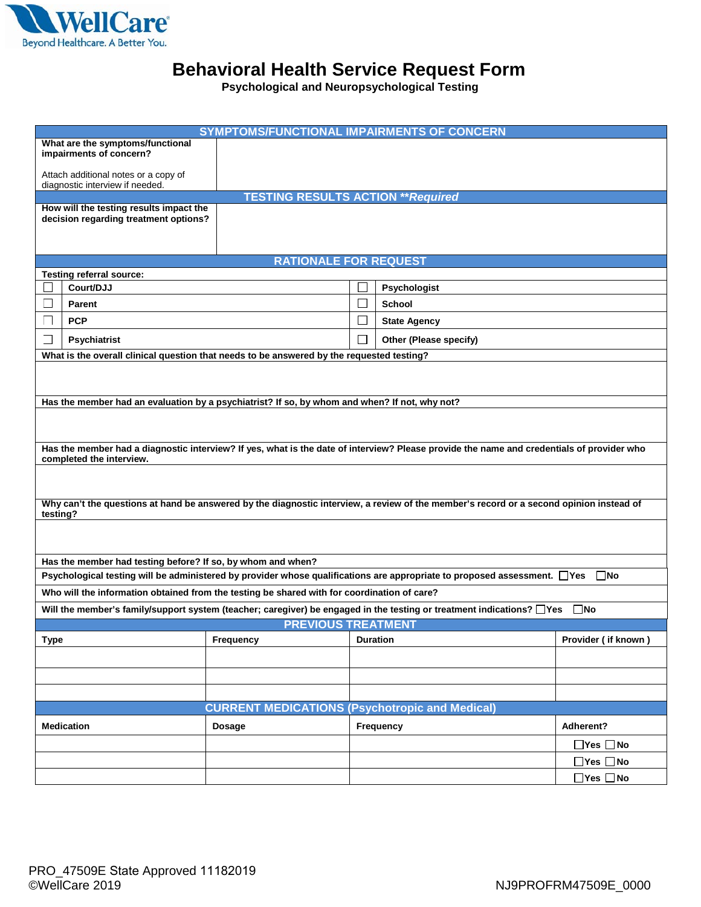WellCare
Beyond Healthcare. A Better You.

# Behavioral Health Service Request Form

### Psychological and Neuropsychological Testing

## SYMPTOMS/FUNCTIONAL IMPAIRMENTS OF CONCERN

| | |
|---|---|
| **What are the symptoms/functional impairments of concern?**<br><br>Attach additional notes or a copy of diagnostic interview if needed. | |

## TESTING RESULTS ACTION *\*\*Required*

| | |
|---|---|
| **How will the testing results impact the decision regarding treatment options?** | |

## RATIONALE FOR REQUEST

**Testing referral source:**

| | | | |
|---|---|---|---|
| ☐ | **Court/DJJ** | ☐ | **Psychologist** |
| ☐ | **Parent** | ☐ | **School** |
| ☐ | **PCP** | ☐ | **State Agency** |
| ☐ | **Psychiatrist** | ☐ | **Other (Please specify)** |

**What is the overall clinical question that needs to be answered by the requested testing?**

**Has the member had an evaluation by a psychiatrist? If so, by whom and when? If not, why not?**

**Has the member had a diagnostic interview? If yes, what is the date of interview? Please provide the name and credentials of provider who completed the interview.**

**Why can't the questions at hand be answered by the diagnostic interview, a review of the member's record or a second opinion instead of testing?**

**Has the member had testing before? If so, by whom and when?**

**Psychological testing will be administered by provider whose qualifications are appropriate to proposed assessment.** ☐Yes ☐No

**Who will the information obtained from the testing be shared with for coordination of care?**

**Will the member's family/support system (teacher; caregiver) be engaged in the testing or treatment indications?** ☐Yes ☐No

## PREVIOUS TREATMENT

| Type | Frequency | Duration | Provider ( if known ) |
|---|---|---|---|
| | | | |
| | | | |
| | | | |

## CURRENT MEDICATIONS (Psychotropic and Medical)

| Medication | Dosage | Frequency | Adherent? |
|---|---|---|---|
| | | | ☐Yes ☐No |
| | | | ☐Yes ☐No |
| | | | ☐Yes ☐No |

PRO_47509E State Approved 11182019
©WellCare 2019

NJ9PROFRM47509E_0000